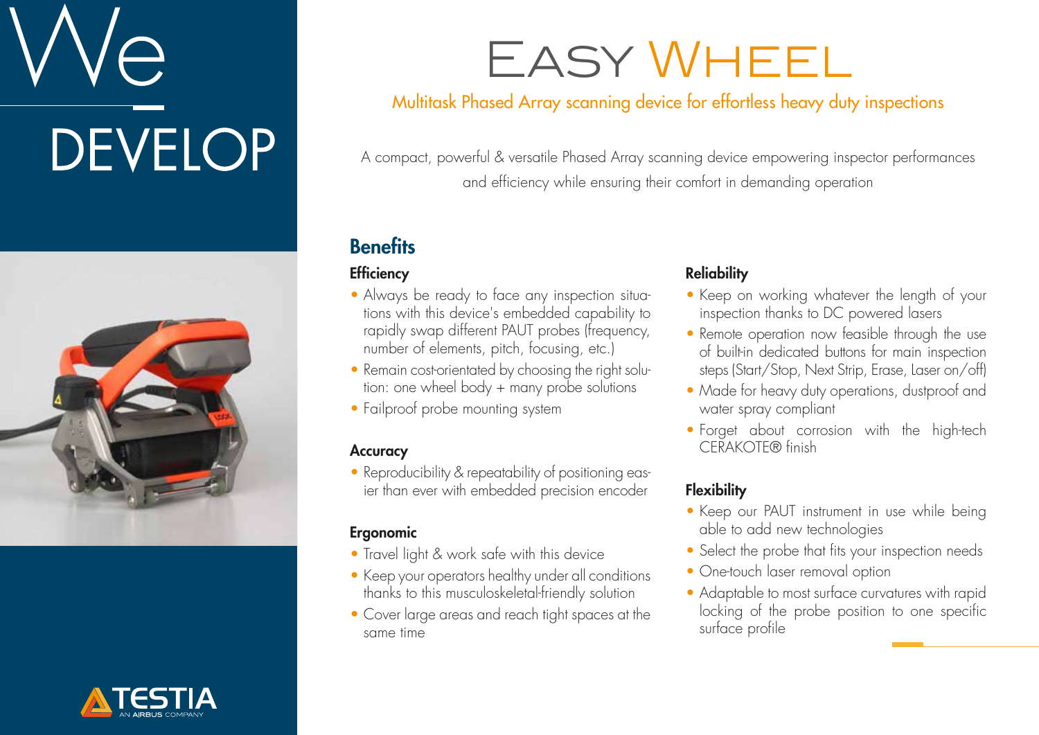We

DEVELOP

# Easy Wheel

## Multitask Phased Array scanning device for effortless heavy duty inspections

A compact, powerful & versatile Phased Array scanning device empowering inspector performances and efficiency while ensuring their comfort in demanding operation

## Benefits

### Efficiency

- Always be ready to face any inspection situations with this device's embedded capability to rapidly swap different PAUT probes (frequency, number of elements, pitch, focusing, etc.)
- Remain cost-orientated by choosing the right solution: one wheel body + many probe solutions
- Failproof probe mounting system

### Accuracy

- Reproducibility & repeatability of positioning easier than ever with embedded precision encoder

### Ergonomic

- Travel light & work safe with this device
- Keep your operators healthy under all conditions thanks to this musculoskeletal-friendly solution
- Cover large areas and reach tight spaces at the same time

### Reliability

- Keep on working whatever the length of your inspection thanks to DC powered lasers
- Remote operation now feasible through the use of built-in dedicated buttons for main inspection steps (Start/Stop, Next Strip, Erase, Laser on/off)
- Made for heavy duty operations, dustproof and water spray compliant
- Forget about corrosion with the high-tech CERAKOTE® finish

### Flexibility

- Keep our PAUT instrument in use while being able to add new technologies
- Select the probe that fits your inspection needs
- One-touch laser removal option
- Adaptable to most surface curvatures with rapid locking of the probe position to one specific surface profile

TESTIA
AN AIRBUS COMPANY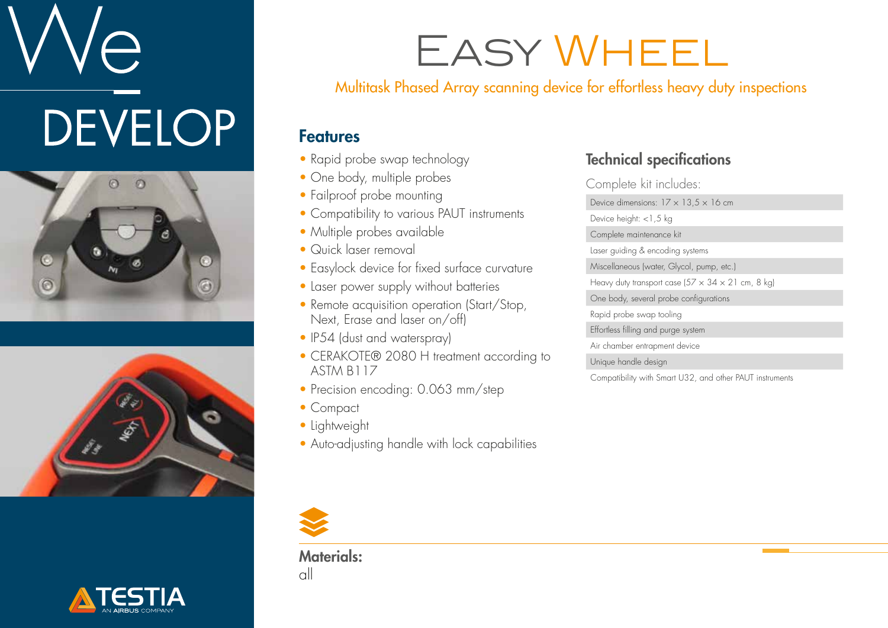# We DEVELOP

# EASY WHEEL

Multitask Phased Array scanning device for effortless heavy duty inspections

## Features

- Rapid probe swap technology
- One body, multiple probes
- Failproof probe mounting
- Compatibility to various PAUT instruments
- Multiple probes available
- Quick laser removal
- Easylock device for fixed surface curvature
- Laser power supply without batteries
- Remote acquisition operation (Start/Stop, Next, Erase and laser on/off)
- IP54 (dust and waterspray)
- CERAKOTE® 2080 H treatment according to ASTM B117
- Precision encoding: 0.063 mm/step
- Compact
- Lightweight
- Auto-adjusting handle with lock capabilities

## Technical specifications

Complete kit includes:

| |
|---|
| Device dimensions: 17 × 13,5 × 16 cm |
| Device height: <1,5 kg |
| Complete maintenance kit |
| Laser guiding & encoding systems |
| Miscellaneous (water, Glycol, pump, etc.) |
| Heavy duty transport case (57 × 34 × 21 cm, 8 kg) |
| One body, several probe configurations |
| Rapid probe swap tooling |
| Effortless filling and purge system |
| Air chamber entrapment device |
| Unique handle design |
| Compatibility with Smart U32, and other PAUT instruments |

**Materials:**
all

TESTIA AN AIRBUS COMPANY